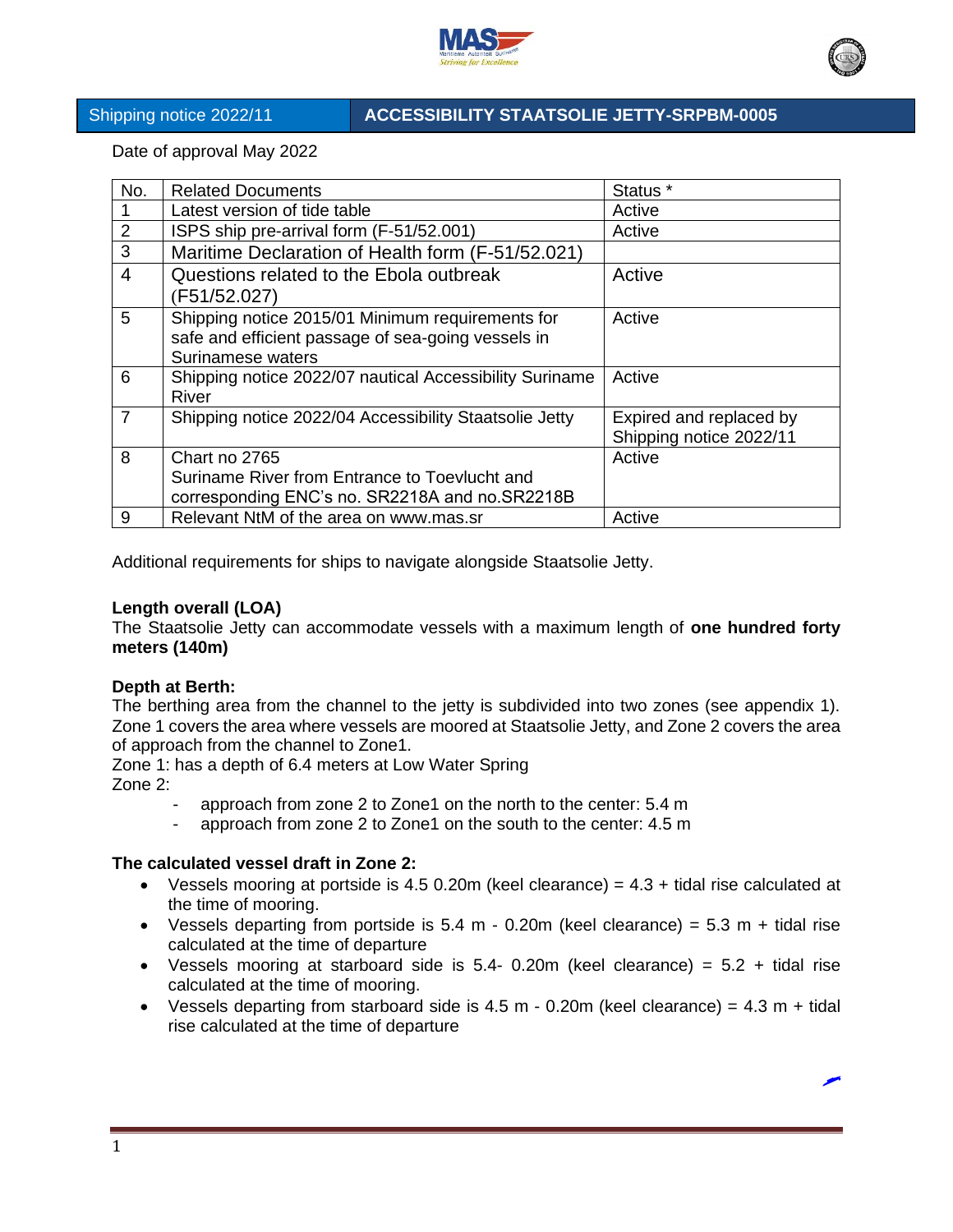Shipping notice 2022/11 | **ACCESSIBILITY STAATSOLIE JETTY-SRPBM-0005**

Date of approval May 2022

| No. | Related Documents | Status * |
|---|---|---|
| 1 | Latest version of tide table | Active |
| 2 | ISPS ship pre-arrival form (F-51/52.001) | Active |
| 3 | Maritime Declaration of Health form (F-51/52.021) | |
| 4 | Questions related to the Ebola outbreak (F51/52.027) | Active |
| 5 | Shipping notice 2015/01 Minimum requirements for safe and efficient passage of sea-going vessels in Surinamese waters | Active |
| 6 | Shipping notice 2022/07 nautical Accessibility Suriname River | Active |
| 7 | Shipping notice 2022/04 Accessibility Staatsolie Jetty | Expired and replaced by Shipping notice 2022/11 |
| 8 | Chart no 2765<br>Suriname River from Entrance to Toevlucht and corresponding ENC's no. SR2218A and no.SR2218B | Active |
| 9 | Relevant NtM of the area on www.mas.sr | Active |

Additional requirements for ships to navigate alongside Staatsolie Jetty.

**Length overall (LOA)**
The Staatsolie Jetty can accommodate vessels with a maximum length of **one hundred forty meters (140m)**

**Depth at Berth:**
The berthing area from the channel to the jetty is subdivided into two zones (see appendix 1). Zone 1 covers the area where vessels are moored at Staatsolie Jetty, and Zone 2 covers the area of approach from the channel to Zone1.
Zone 1: has a depth of 6.4 meters at Low Water Spring
Zone 2:

- approach from zone 2 to Zone1 on the north to the center: 5.4 m
- approach from zone 2 to Zone1 on the south to the center: 4.5 m

**The calculated vessel draft in Zone 2:**

- Vessels mooring at portside is 4.5 0.20m (keel clearance) = 4.3 + tidal rise calculated at the time of mooring.
- Vessels departing from portside is 5.4 m - 0.20m (keel clearance) = 5.3 m + tidal rise calculated at the time of departure
- Vessels mooring at starboard side is 5.4- 0.20m (keel clearance) = 5.2 + tidal rise calculated at the time of mooring.
- Vessels departing from starboard side is 4.5 m - 0.20m (keel clearance) = 4.3 m + tidal rise calculated at the time of departure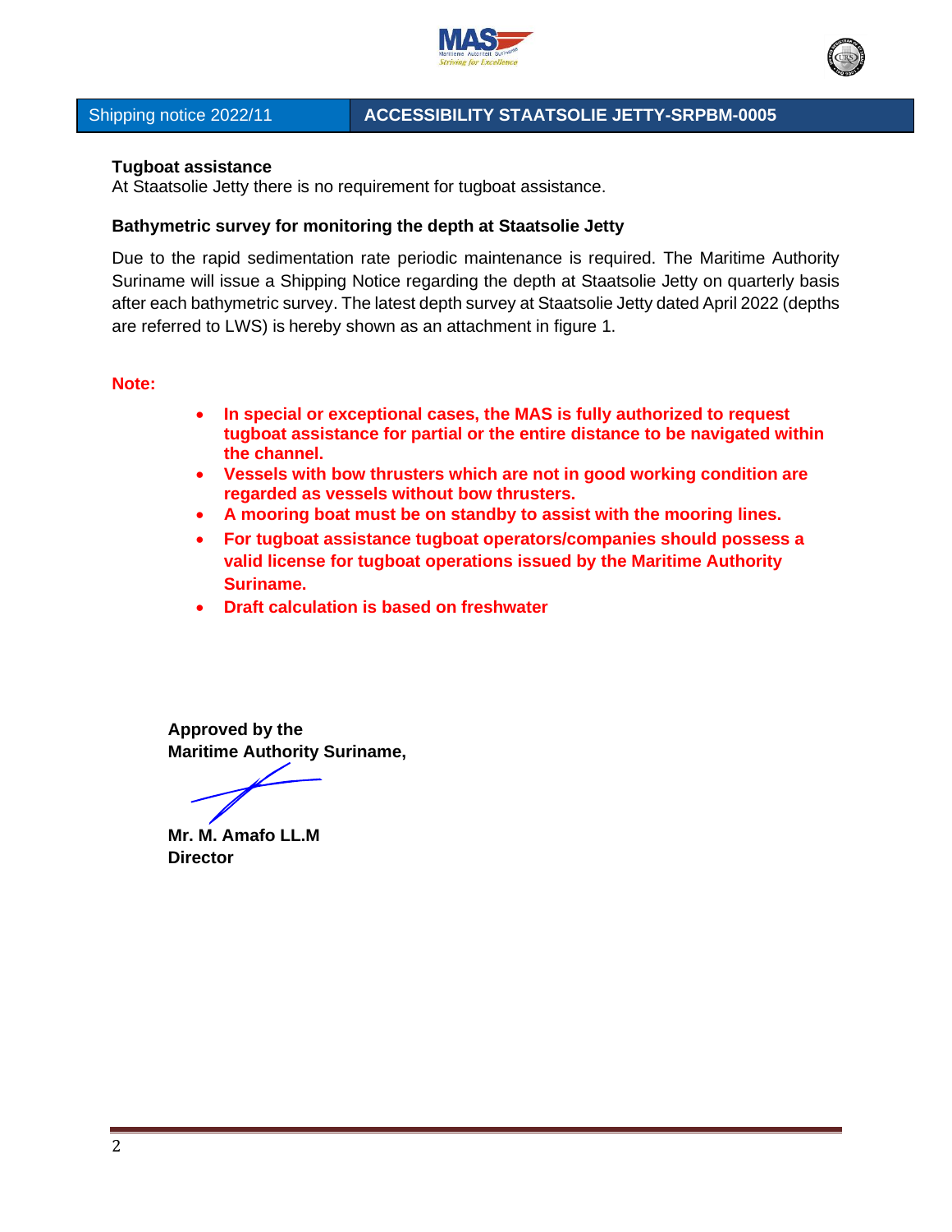**Tugboat assistance**
At Staatsolie Jetty there is no requirement for tugboat assistance.

**Bathymetric survey for monitoring the depth at Staatsolie Jetty**

Due to the rapid sedimentation rate periodic maintenance is required. The Maritime Authority Suriname will issue a Shipping Notice regarding the depth at Staatsolie Jetty on quarterly basis after each bathymetric survey. The latest depth survey at Staatsolie Jetty dated April 2022 (depths are referred to LWS) is hereby shown as an attachment in figure 1.

**Note:**

- **In special or exceptional cases, the MAS is fully authorized to request tugboat assistance for partial or the entire distance to be navigated within the channel.**
- **Vessels with bow thrusters which are not in good working condition are regarded as vessels without bow thrusters.**
- **A mooring boat must be on standby to assist with the mooring lines.**
- **For tugboat assistance tugboat operators/companies should possess a valid license for tugboat operations issued by the Maritime Authority Suriname.**
- **Draft calculation is based on freshwater**

**Approved by the**
**Maritime Authority Suriname,**

**Mr. M. Amafo LL.M**
**Director**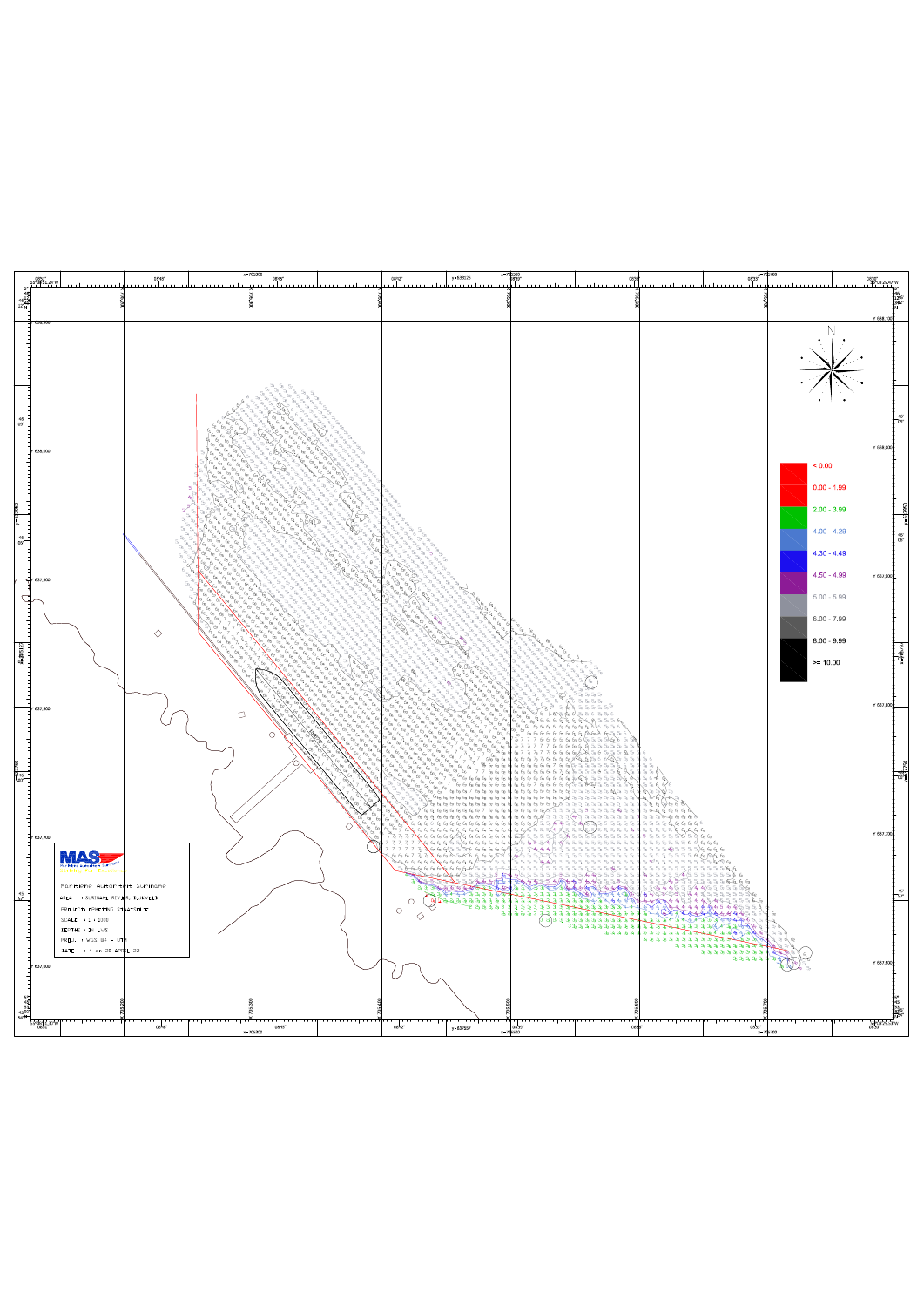< 0.00
0.00 - 1.99
2.00 - 3.99
4.00 - 4.29
4.30 - 4.49
4.50 - 4.99
5.00 - 5.99
6.00 - 7.99
8.00 - 9.99
>= 10.00

MAS

Maritieme Autoriteit Suriname

AREA : SURINAME RIVER, (SURVEY)

PROJECT: DREDGING STRATEGIE

SCALE : 1 : 1000

DEPTHS : IN LWS

PROJ. : WGS 84 - UTM

DATE : 4 en 22 APRIL 22